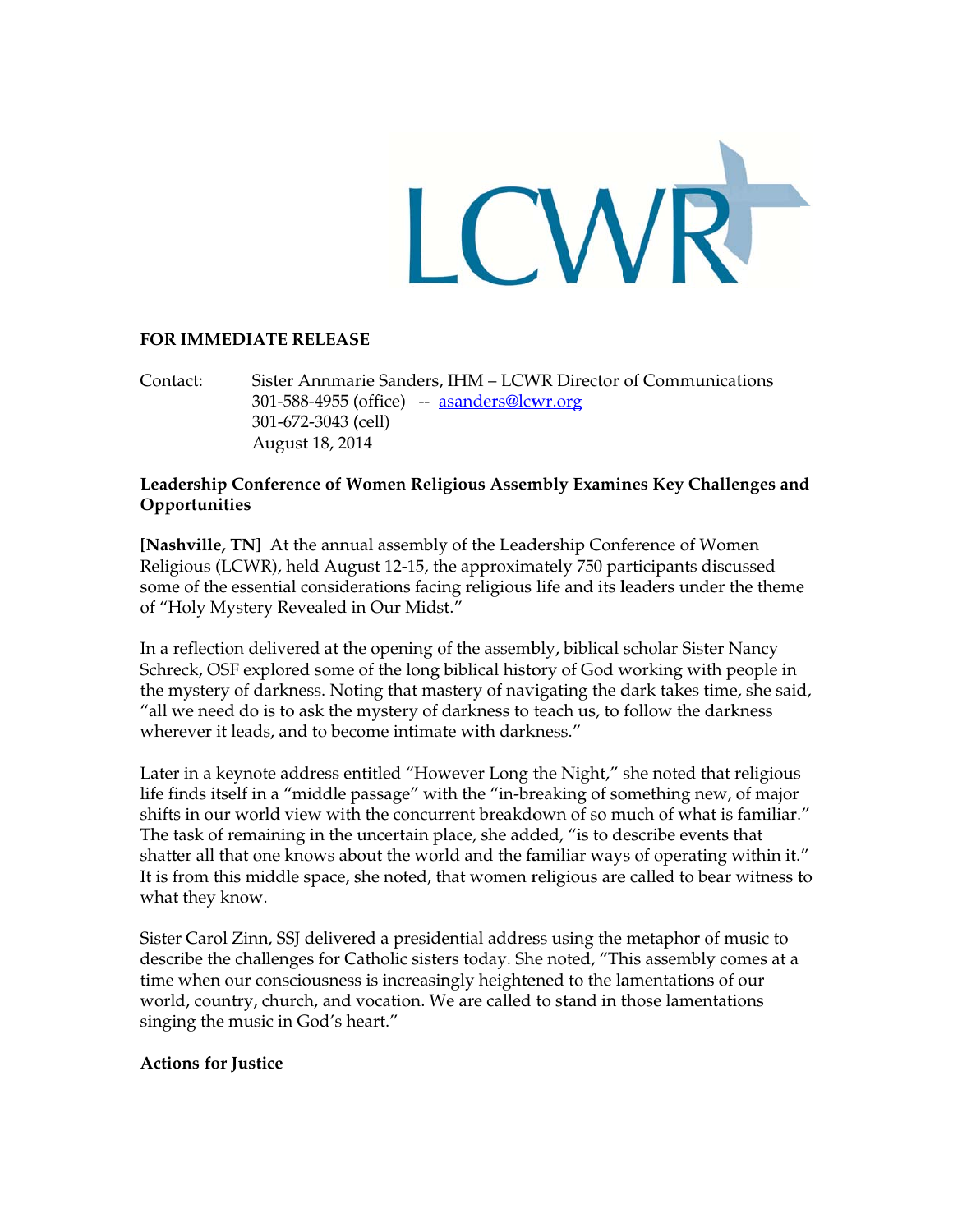LCWR

**FOR IMMEDIATE RELEASE**

Contact: Sister Annmarie Sanders, IHM – LCWR Director of Communications
301-588-4955 (office) -- asanders@lcwr.org
301-672-3043 (cell)
August 18, 2014

**Leadership Conference of Women Religious Assembly Examines Key Challenges and Opportunities**

**[Nashville, TN]** At the annual assembly of the Leadership Conference of Women Religious (LCWR), held August 12-15, the approximately 750 participants discussed some of the essential considerations facing religious life and its leaders under the theme of "Holy Mystery Revealed in Our Midst."

In a reflection delivered at the opening of the assembly, biblical scholar Sister Nancy Schreck, OSF explored some of the long biblical history of God working with people in the mystery of darkness. Noting that mastery of navigating the dark takes time, she said, "all we need do is to ask the mystery of darkness to teach us, to follow the darkness wherever it leads, and to become intimate with darkness."

Later in a keynote address entitled "However Long the Night," she noted that religious life finds itself in a "middle passage" with the "in-breaking of something new, of major shifts in our world view with the concurrent breakdown of so much of what is familiar." The task of remaining in the uncertain place, she added, "is to describe events that shatter all that one knows about the world and the familiar ways of operating within it." It is from this middle space, she noted, that women religious are called to bear witness to what they know.

Sister Carol Zinn, SSJ delivered a presidential address using the metaphor of music to describe the challenges for Catholic sisters today. She noted, "This assembly comes at a time when our consciousness is increasingly heightened to the lamentations of our world, country, church, and vocation. We are called to stand in those lamentations singing the music in God's heart."

**Actions for Justice**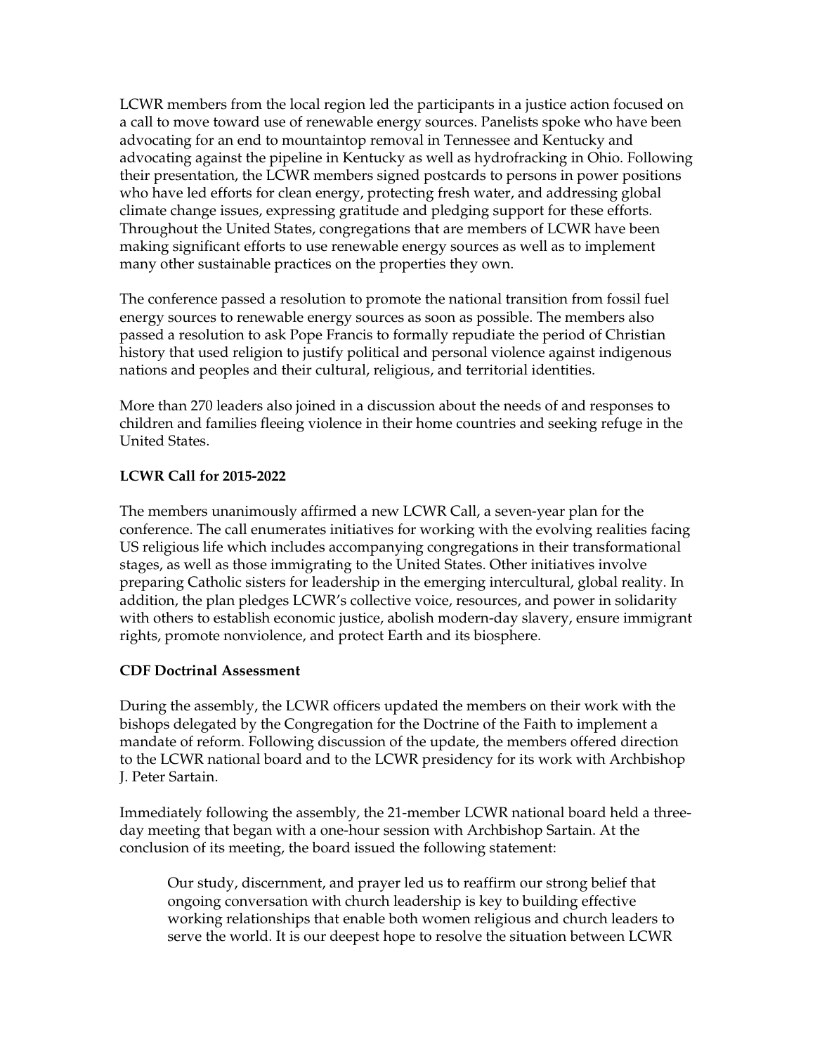LCWR members from the local region led the participants in a justice action focused on a call to move toward use of renewable energy sources. Panelists spoke who have been advocating for an end to mountaintop removal in Tennessee and Kentucky and advocating against the pipeline in Kentucky as well as hydrofracking in Ohio. Following their presentation, the LCWR members signed postcards to persons in power positions who have led efforts for clean energy, protecting fresh water, and addressing global climate change issues, expressing gratitude and pledging support for these efforts. Throughout the United States, congregations that are members of LCWR have been making significant efforts to use renewable energy sources as well as to implement many other sustainable practices on the properties they own.

The conference passed a resolution to promote the national transition from fossil fuel energy sources to renewable energy sources as soon as possible. The members also passed a resolution to ask Pope Francis to formally repudiate the period of Christian history that used religion to justify political and personal violence against indigenous nations and peoples and their cultural, religious, and territorial identities.

More than 270 leaders also joined in a discussion about the needs of and responses to children and families fleeing violence in their home countries and seeking refuge in the United States.

**LCWR Call for 2015-2022**

The members unanimously affirmed a new LCWR Call, a seven-year plan for the conference. The call enumerates initiatives for working with the evolving realities facing US religious life which includes accompanying congregations in their transformational stages, as well as those immigrating to the United States. Other initiatives involve preparing Catholic sisters for leadership in the emerging intercultural, global reality. In addition, the plan pledges LCWR's collective voice, resources, and power in solidarity with others to establish economic justice, abolish modern-day slavery, ensure immigrant rights, promote nonviolence, and protect Earth and its biosphere.

**CDF Doctrinal Assessment**

During the assembly, the LCWR officers updated the members on their work with the bishops delegated by the Congregation for the Doctrine of the Faith to implement a mandate of reform. Following discussion of the update, the members offered direction to the LCWR national board and to the LCWR presidency for its work with Archbishop J. Peter Sartain.

Immediately following the assembly, the 21-member LCWR national board held a three-day meeting that began with a one-hour session with Archbishop Sartain. At the conclusion of its meeting, the board issued the following statement:

> Our study, discernment, and prayer led us to reaffirm our strong belief that ongoing conversation with church leadership is key to building effective working relationships that enable both women religious and church leaders to serve the world. It is our deepest hope to resolve the situation between LCWR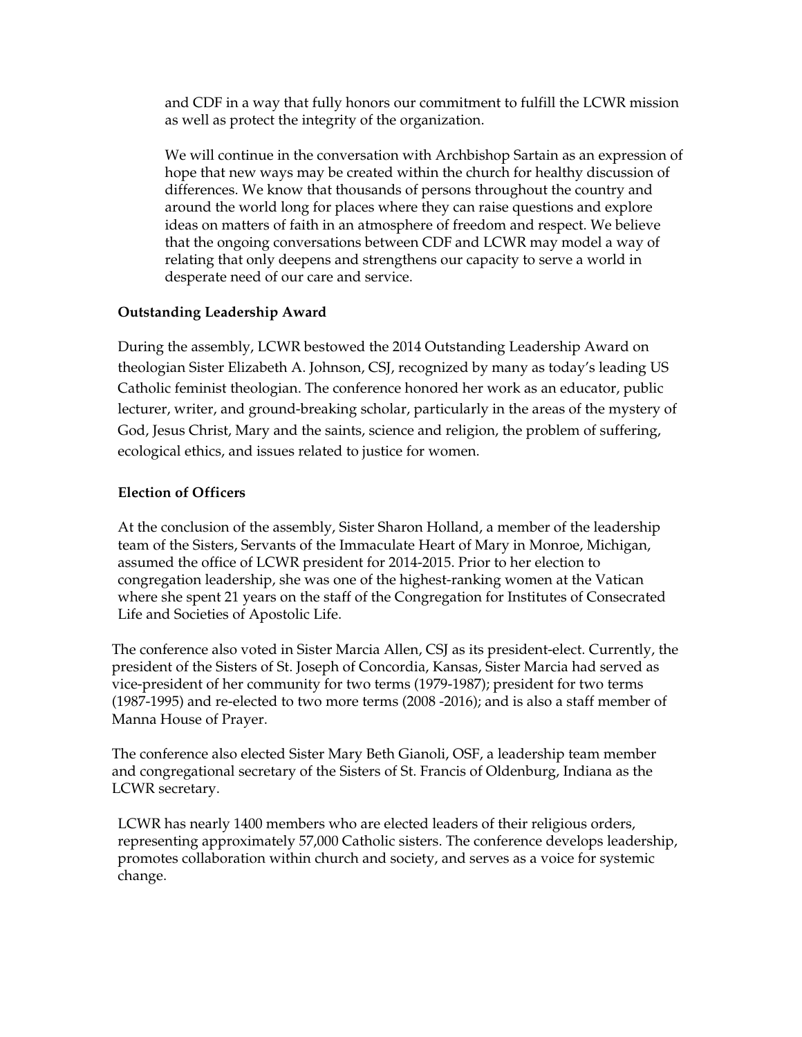and CDF in a way that fully honors our commitment to fulfill the LCWR mission as well as protect the integrity of the organization.

We will continue in the conversation with Archbishop Sartain as an expression of hope that new ways may be created within the church for healthy discussion of differences. We know that thousands of persons throughout the country and around the world long for places where they can raise questions and explore ideas on matters of faith in an atmosphere of freedom and respect. We believe that the ongoing conversations between CDF and LCWR may model a way of relating that only deepens and strengthens our capacity to serve a world in desperate need of our care and service.

**Outstanding Leadership Award**

During the assembly, LCWR bestowed the 2014 Outstanding Leadership Award on theologian Sister Elizabeth A. Johnson, CSJ, recognized by many as today's leading US Catholic feminist theologian. The conference honored her work as an educator, public lecturer, writer, and ground-breaking scholar, particularly in the areas of the mystery of God, Jesus Christ, Mary and the saints, science and religion, the problem of suffering, ecological ethics, and issues related to justice for women.

**Election of Officers**

At the conclusion of the assembly, Sister Sharon Holland, a member of the leadership team of the Sisters, Servants of the Immaculate Heart of Mary in Monroe, Michigan, assumed the office of LCWR president for 2014-2015. Prior to her election to congregation leadership, she was one of the highest-ranking women at the Vatican where she spent 21 years on the staff of the Congregation for Institutes of Consecrated Life and Societies of Apostolic Life.

The conference also voted in Sister Marcia Allen, CSJ as its president-elect. Currently, the president of the Sisters of St. Joseph of Concordia, Kansas, Sister Marcia had served as vice-president of her community for two terms (1979-1987); president for two terms (1987-1995) and re-elected to two more terms (2008 -2016); and is also a staff member of Manna House of Prayer.

The conference also elected Sister Mary Beth Gianoli, OSF, a leadership team member and congregational secretary of the Sisters of St. Francis of Oldenburg, Indiana as the LCWR secretary.

LCWR has nearly 1400 members who are elected leaders of their religious orders, representing approximately 57,000 Catholic sisters. The conference develops leadership, promotes collaboration within church and society, and serves as a voice for systemic change.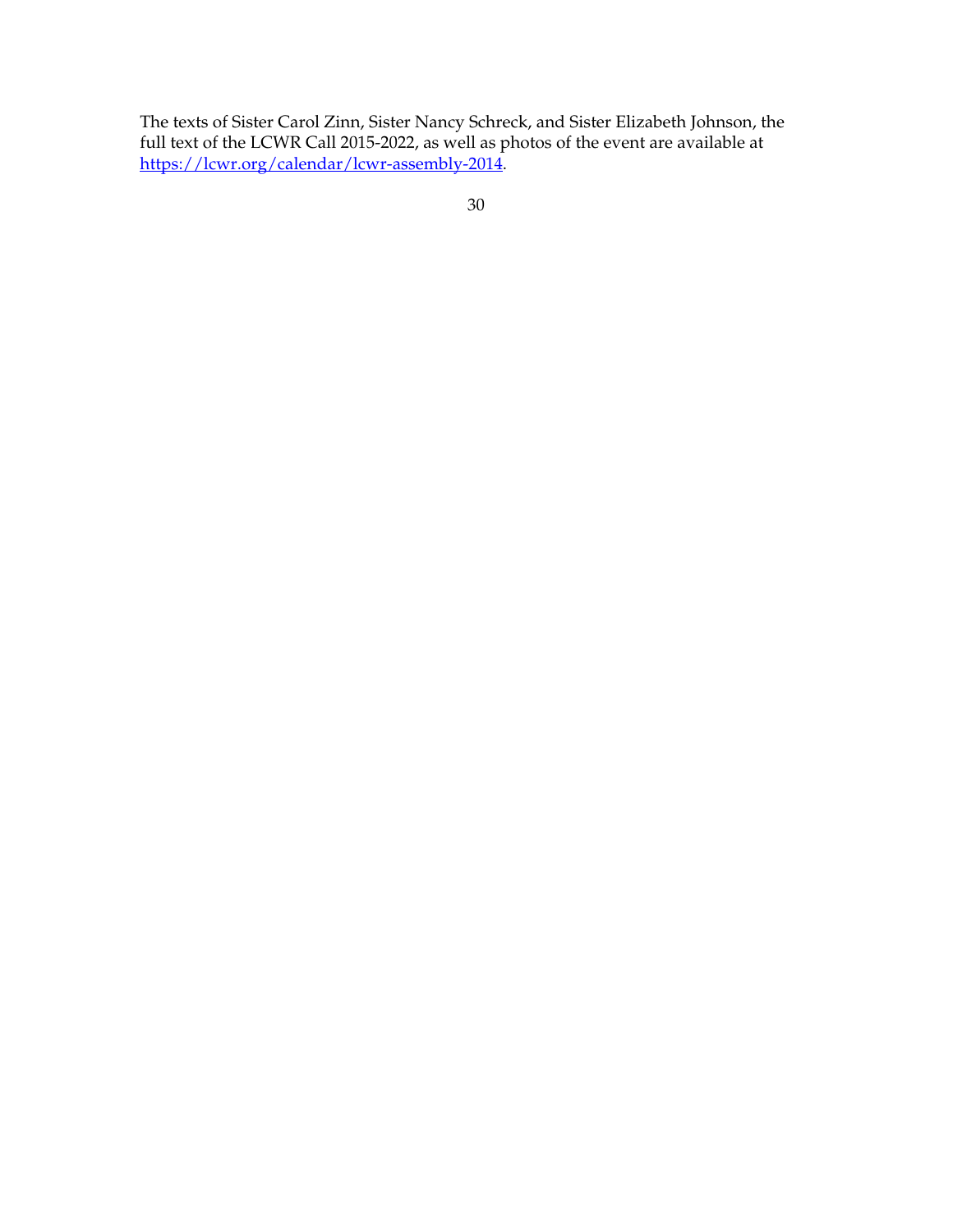The texts of Sister Carol Zinn, Sister Nancy Schreck, and Sister Elizabeth Johnson, the full text of the LCWR Call 2015-2022, as well as photos of the event are available at [https://lcwr.org/calendar/lcwr-assembly-2014](https://lcwr.org/calendar/lcwr-assembly-2014).